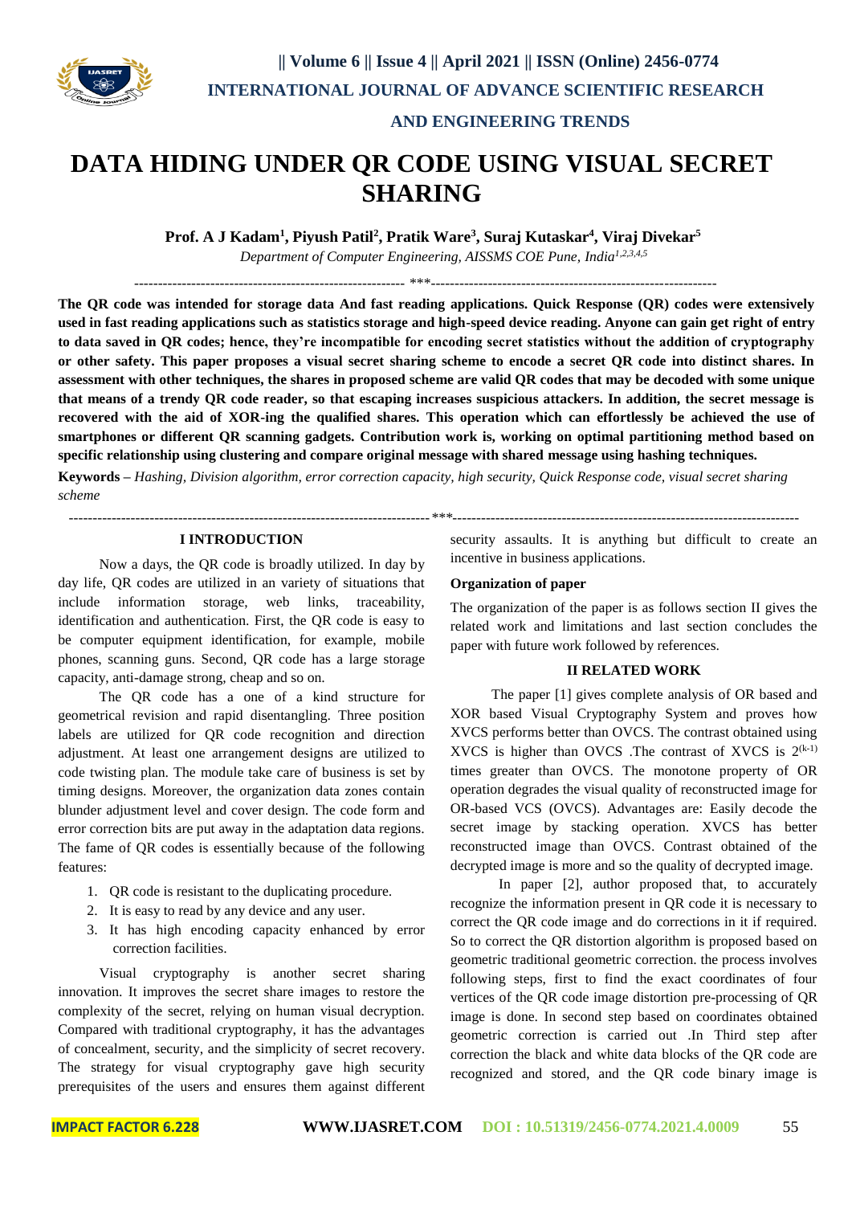# DATA HIDING UNDER QR CODE USING VISUAL SECRET SHARING

**Prof. A J Kadam[1], Piyush Patil[2], Pratik Ware[3], Suraj Kutaskar[4], Viraj Divekar[5]**

*Department of Computer Engineering, AISSMS COE Pune, India[1,2,3,4,5]*

---

**The QR code was intended for storage data And fast reading applications. Quick Response (QR) codes were extensively used in fast reading applications such as statistics storage and high-speed device reading. Anyone can gain get right of entry to data saved in QR codes; hence, they're incompatible for encoding secret statistics without the addition of cryptography or other safety. This paper proposes a visual secret sharing scheme to encode a secret QR code into distinct shares. In assessment with other techniques, the shares in proposed scheme are valid QR codes that may be decoded with some unique that means of a trendy QR code reader, so that escaping increases suspicious attackers. In addition, the secret message is recovered with the aid of XOR-ing the qualified shares. This operation which can effortlessly be achieved the use of smartphones or different QR scanning gadgets. Contribution work is, working on optimal partitioning method based on specific relationship using clustering and compare original message with shared message using hashing techniques.**

**Keywords –** *Hashing, Division algorithm, error correction capacity, high security, Quick Response code, visual secret sharing scheme*

---

## I INTRODUCTION

Now a days, the QR code is broadly utilized. In day by day life, QR codes are utilized in an variety of situations that include information storage, web links, traceability, identification and authentication. First, the QR code is easy to be computer equipment identification, for example, mobile phones, scanning guns. Second, QR code has a large storage capacity, anti-damage strong, cheap and so on.

The QR code has a one of a kind structure for geometrical revision and rapid disentangling. Three position labels are utilized for QR code recognition and direction adjustment. At least one arrangement designs are utilized to code twisting plan. The module take care of business is set by timing designs. Moreover, the organization data zones contain blunder adjustment level and cover design. The code form and error correction bits are put away in the adaptation data regions. The fame of QR codes is essentially because of the following features:

1. QR code is resistant to the duplicating procedure.
2. It is easy to read by any device and any user.
3. It has high encoding capacity enhanced by error correction facilities.

Visual cryptography is another secret sharing innovation. It improves the secret share images to restore the complexity of the secret, relying on human visual decryption. Compared with traditional cryptography, it has the advantages of concealment, security, and the simplicity of secret recovery. The strategy for visual cryptography gave high security prerequisites of the users and ensures them against different security assaults. It is anything but difficult to create an incentive in business applications.

### Organization of paper

The organization of the paper is as follows section II gives the related work and limitations and last section concludes the paper with future work followed by references.

## II RELATED WORK

The paper [1] gives complete analysis of OR based and XOR based Visual Cryptography System and proves how XVCS performs better than OVCS. The contrast obtained using XVCS is higher than OVCS .The contrast of XVCS is $2^{(k-1)}$ times greater than OVCS. The monotone property of OR operation degrades the visual quality of reconstructed image for OR-based VCS (OVCS). Advantages are: Easily decode the secret image by stacking operation. XVCS has better reconstructed image than OVCS. Contrast obtained of the decrypted image is more and so the quality of decrypted image.

In paper [2], author proposed that, to accurately recognize the information present in QR code it is necessary to correct the QR code image and do corrections in it if required. So to correct the QR distortion algorithm is proposed based on geometric traditional geometric correction. the process involves following steps, first to find the exact coordinates of four vertices of the QR code image distortion pre-processing of QR image is done. In second step based on coordinates obtained geometric correction is carried out .In Third step after correction the black and white data blocks of the QR code are recognized and stored, and the QR code binary image is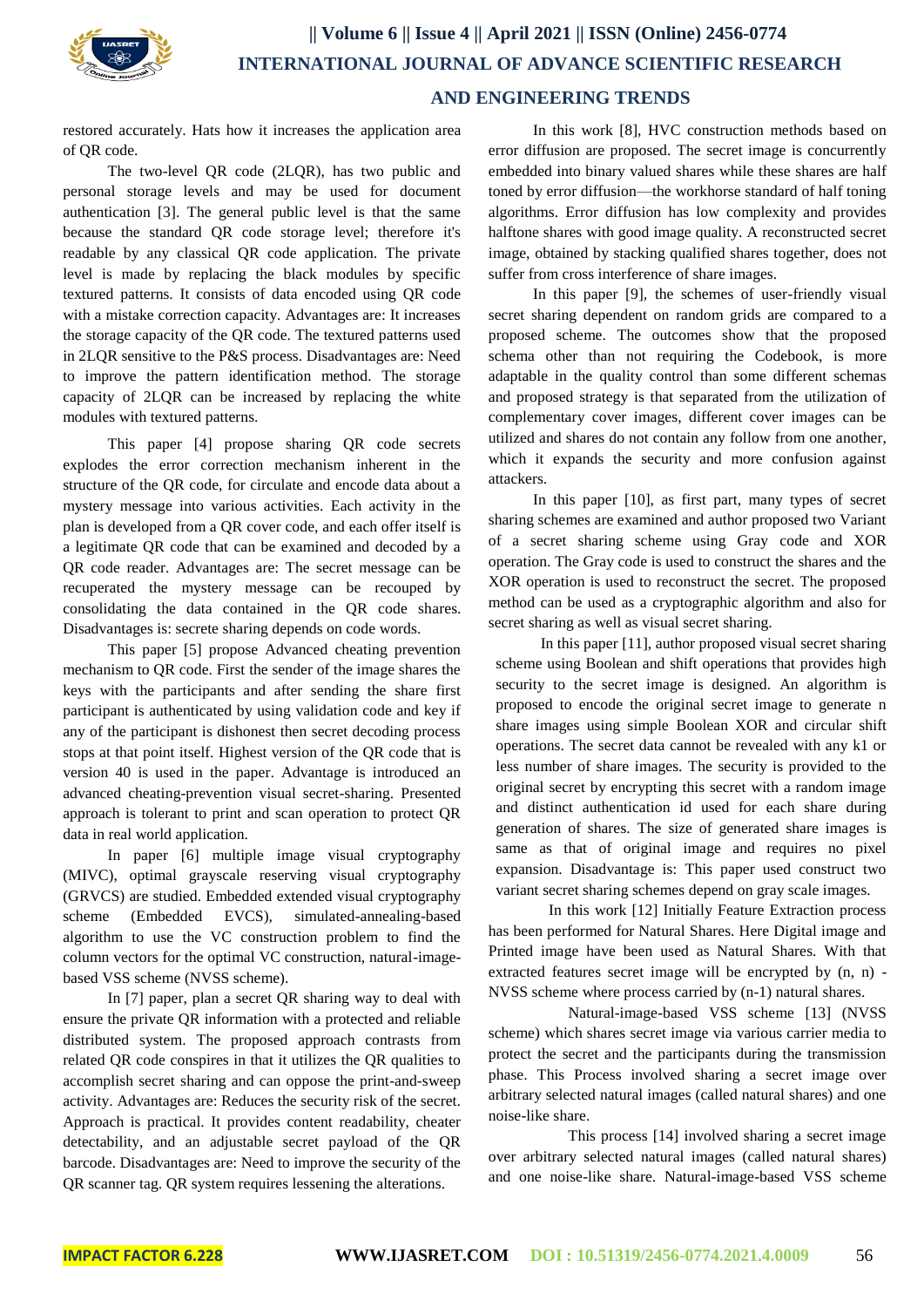restored accurately. Hats how it increases the application area of QR code.

The two-level QR code (2LQR), has two public and personal storage levels and may be used for document authentication [3]. The general public level is that the same because the standard QR code storage level; therefore it's readable by any classical QR code application. The private level is made by replacing the black modules by specific textured patterns. It consists of data encoded using QR code with a mistake correction capacity. Advantages are: It increases the storage capacity of the QR code. The textured patterns used in 2LQR sensitive to the P&S process. Disadvantages are: Need to improve the pattern identification method. The storage capacity of 2LQR can be increased by replacing the white modules with textured patterns.

This paper [4] propose sharing QR code secrets explodes the error correction mechanism inherent in the structure of the QR code, for circulate and encode data about a mystery message into various activities. Each activity in the plan is developed from a QR cover code, and each offer itself is a legitimate QR code that can be examined and decoded by a QR code reader. Advantages are: The secret message can be recuperated the mystery message can be recouped by consolidating the data contained in the QR code shares. Disadvantages is: secrete sharing depends on code words.

This paper [5] propose Advanced cheating prevention mechanism to QR code. First the sender of the image shares the keys with the participants and after sending the share first participant is authenticated by using validation code and key if any of the participant is dishonest then secret decoding process stops at that point itself. Highest version of the QR code that is version 40 is used in the paper. Advantage is introduced an advanced cheating-prevention visual secret-sharing. Presented approach is tolerant to print and scan operation to protect QR data in real world application.

In paper [6] multiple image visual cryptography (MIVC), optimal grayscale reserving visual cryptography (GRVCS) are studied. Embedded extended visual cryptography scheme (Embedded EVCS), simulated-annealing-based algorithm to use the VC construction problem to find the column vectors for the optimal VC construction, natural-image-based VSS scheme (NVSS scheme).

In [7] paper, plan a secret QR sharing way to deal with ensure the private QR information with a protected and reliable distributed system. The proposed approach contrasts from related QR code conspires in that it utilizes the QR qualities to accomplish secret sharing and can oppose the print-and-sweep activity. Advantages are: Reduces the security risk of the secret. Approach is practical. It provides content readability, cheater detectability, and an adjustable secret payload of the QR barcode. Disadvantages are: Need to improve the security of the QR scanner tag. QR system requires lessening the alterations.

In this work [8], HVC construction methods based on error diffusion are proposed. The secret image is concurrently embedded into binary valued shares while these shares are half toned by error diffusion—the workhorse standard of half toning algorithms. Error diffusion has low complexity and provides halftone shares with good image quality. A reconstructed secret image, obtained by stacking qualified shares together, does not suffer from cross interference of share images.

In this paper [9], the schemes of user-friendly visual secret sharing dependent on random grids are compared to a proposed scheme. The outcomes show that the proposed schema other than not requiring the Codebook, is more adaptable in the quality control than some different schemas and proposed strategy is that separated from the utilization of complementary cover images, different cover images can be utilized and shares do not contain any follow from one another, which it expands the security and more confusion against attackers.

In this paper [10], as first part, many types of secret sharing schemes are examined and author proposed two Variant of a secret sharing scheme using Gray code and XOR operation. The Gray code is used to construct the shares and the XOR operation is used to reconstruct the secret. The proposed method can be used as a cryptographic algorithm and also for secret sharing as well as visual secret sharing.

In this paper [11], author proposed visual secret sharing scheme using Boolean and shift operations that provides high security to the secret image is designed. An algorithm is proposed to encode the original secret image to generate n share images using simple Boolean XOR and circular shift operations. The secret data cannot be revealed with any k1 or less number of share images. The security is provided to the original secret by encrypting this secret with a random image and distinct authentication id used for each share during generation of shares. The size of generated share images is same as that of original image and requires no pixel expansion. Disadvantage is: This paper used construct two variant secret sharing schemes depend on gray scale images.

In this work [12] Initially Feature Extraction process has been performed for Natural Shares. Here Digital image and Printed image have been used as Natural Shares. With that extracted features secret image will be encrypted by (n, n) - NVSS scheme where process carried by (n-1) natural shares.

Natural-image-based VSS scheme [13] (NVSS scheme) which shares secret image via various carrier media to protect the secret and the participants during the transmission phase. This Process involved sharing a secret image over arbitrary selected natural images (called natural shares) and one noise-like share.

This process [14] involved sharing a secret image over arbitrary selected natural images (called natural shares) and one noise-like share. Natural-image-based VSS scheme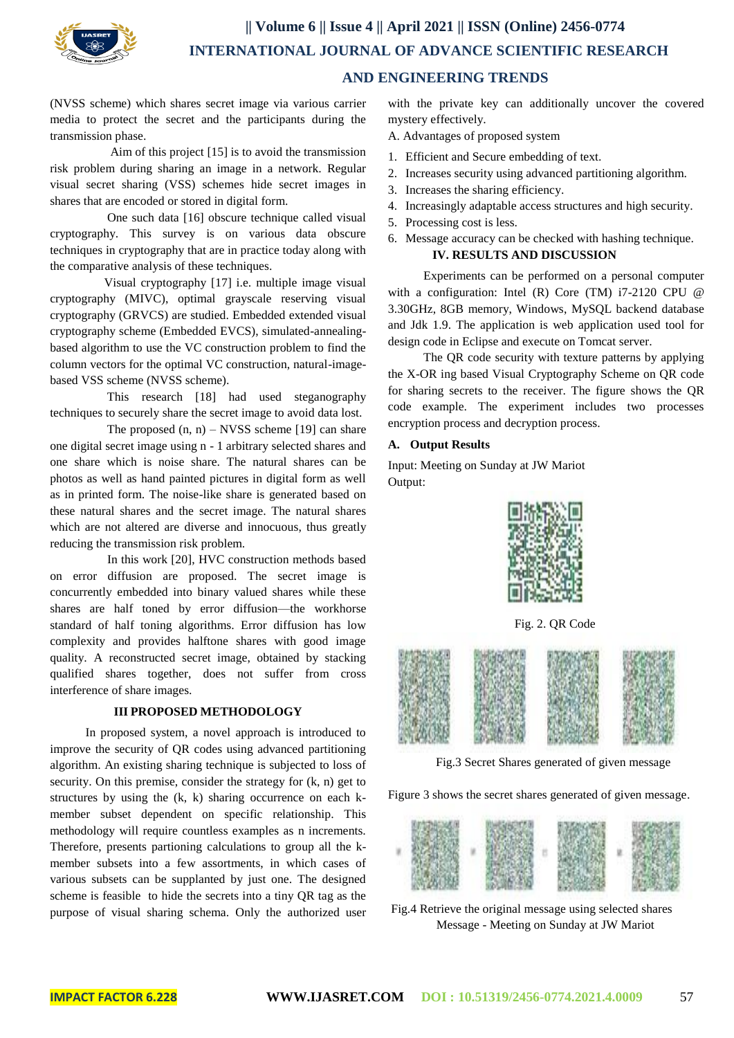(NVSS scheme) which shares secret image via various carrier media to protect the secret and the participants during the transmission phase.

Aim of this project [15] is to avoid the transmission risk problem during sharing an image in a network. Regular visual secret sharing (VSS) schemes hide secret images in shares that are encoded or stored in digital form.

One such data [16] obscure technique called visual cryptography. This survey is on various data obscure techniques in cryptography that are in practice today along with the comparative analysis of these techniques.

Visual cryptography [17] i.e. multiple image visual cryptography (MIVC), optimal grayscale reserving visual cryptography (GRVCS) are studied. Embedded extended visual cryptography scheme (Embedded EVCS), simulated-annealing-based algorithm to use the VC construction problem to find the column vectors for the optimal VC construction, natural-image-based VSS scheme (NVSS scheme).

This research [18] had used steganography techniques to securely share the secret image to avoid data lost.

The proposed (n, n) – NVSS scheme [19] can share one digital secret image using n - 1 arbitrary selected shares and one share which is noise share. The natural shares can be photos as well as hand painted pictures in digital form as well as in printed form. The noise-like share is generated based on these natural shares and the secret image. The natural shares which are not altered are diverse and innocuous, thus greatly reducing the transmission risk problem.

In this work [20], HVC construction methods based on error diffusion are proposed. The secret image is concurrently embedded into binary valued shares while these shares are half toned by error diffusion—the workhorse standard of half toning algorithms. Error diffusion has low complexity and provides halftone shares with good image quality. A reconstructed secret image, obtained by stacking qualified shares together, does not suffer from cross interference of share images.

## III PROPOSED METHODOLOGY

In proposed system, a novel approach is introduced to improve the security of QR codes using advanced partitioning algorithm. An existing sharing technique is subjected to loss of security. On this premise, consider the strategy for (k, n) get to structures by using the (k, k) sharing occurrence on each k-member subset dependent on specific relationship. This methodology will require countless examples as n increments. Therefore, presents partioning calculations to group all the k-member subsets into a few assortments, in which cases of various subsets can be supplanted by just one. The designed scheme is feasible to hide the secrets into a tiny QR tag as the purpose of visual sharing schema. Only the authorized user with the private key can additionally uncover the covered mystery effectively.

A. Advantages of proposed system

1. Efficient and Secure embedding of text.
2. Increases security using advanced partitioning algorithm.
3. Increases the sharing efficiency.
4. Increasingly adaptable access structures and high security.
5. Processing cost is less.
6. Message accuracy can be checked with hashing technique.

## IV. RESULTS AND DISCUSSION

Experiments can be performed on a personal computer with a configuration: Intel (R) Core (TM) i7-2120 CPU @ 3.30GHz, 8GB memory, Windows, MySQL backend database and Jdk 1.9. The application is web application used tool for design code in Eclipse and execute on Tomcat server.

The QR code security with texture patterns by applying the X-OR ing based Visual Cryptography Scheme on QR code for sharing secrets to the receiver. The figure shows the QR code example. The experiment includes two processes encryption process and decryption process.

### A. Output Results

Input: Meeting on Sunday at JW Mariot

Output:

Fig. 2. QR Code

Fig.3 Secret Shares generated of given message

Figure 3 shows the secret shares generated of given message.

Fig.4 Retrieve the original message using selected shares

Message - Meeting on Sunday at JW Mariot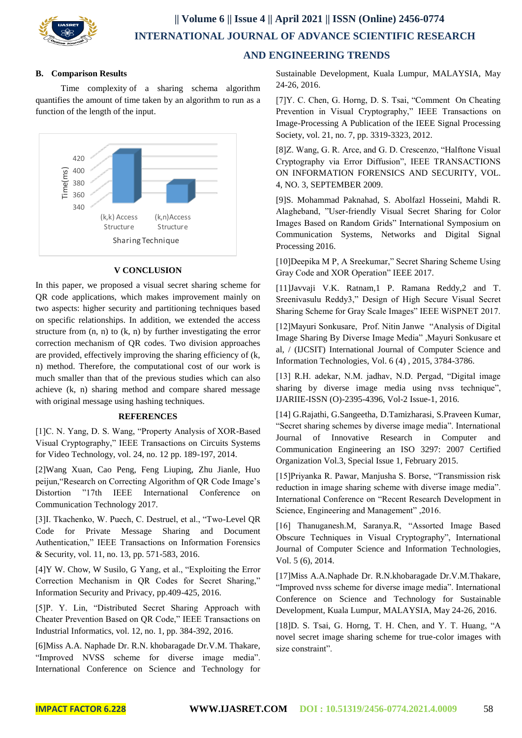### B. Comparison Results

Time complexity of a sharing schema algorithm quantifies the amount of time taken by an algorithm to run as a function of the length of the input.

## V CONCLUSION

In this paper, we proposed a visual secret sharing scheme for QR code applications, which makes improvement mainly on two aspects: higher security and partitioning techniques based on specific relationships. In addition, we extended the access structure from (n, n) to (k, n) by further investigating the error correction mechanism of QR codes. Two division approaches are provided, effectively improving the sharing efficiency of (k, n) method. Therefore, the computational cost of our work is much smaller than that of the previous studies which can also achieve (k, n) sharing method and compare shared message with original message using hashing techniques.

## REFERENCES

[1]C. N. Yang, D. S. Wang, "Property Analysis of XOR-Based Visual Cryptography," IEEE Transactions on Circuits Systems for Video Technology, vol. 24, no. 12 pp. 189-197, 2014.

[2]Wang Xuan, Cao Peng, Feng Liuping, Zhu Jianle, Huo peijun,"Research on Correcting Algorithm of QR Code Image's Distortion "17th IEEE International Conference on Communication Technology 2017.

[3]I. Tkachenko, W. Puech, C. Destruel, et al., "Two-Level QR Code for Private Message Sharing and Document Authentication," IEEE Transactions on Information Forensics & Security, vol. 11, no. 13, pp. 571-583, 2016.

[4]Y W. Chow, W Susilo, G Yang, et al., "Exploiting the Error Correction Mechanism in QR Codes for Secret Sharing," Information Security and Privacy, pp.409-425, 2016.

[5]P. Y. Lin, "Distributed Secret Sharing Approach with Cheater Prevention Based on QR Code," IEEE Transactions on Industrial Informatics, vol. 12, no. 1, pp. 384-392, 2016.

[6]Miss A.A. Naphade Dr. R.N. khobaragade Dr.V.M. Thakare, "Improved NVSS scheme for diverse image media". International Conference on Science and Technology for Sustainable Development, Kuala Lumpur, MALAYSIA, May 24-26, 2016.

[7]Y. C. Chen, G. Horng, D. S. Tsai, "Comment On Cheating Prevention in Visual Cryptography," IEEE Transactions on Image-Processing A Publication of the IEEE Signal Processing Society, vol. 21, no. 7, pp. 3319-3323, 2012.

[8]Z. Wang, G. R. Arce, and G. D. Crescenzo, "Halftone Visual Cryptography via Error Diffusion", IEEE TRANSACTIONS ON INFORMATION FORENSICS AND SECURITY, VOL. 4, NO. 3, SEPTEMBER 2009.

[9]S. Mohammad Paknahad, S. Abolfazl Hosseini, Mahdi R. Alagheband, "User-friendly Visual Secret Sharing for Color Images Based on Random Grids" International Symposium on Communication Systems, Networks and Digital Signal Processing 2016.

[10]Deepika M P, A Sreekumar," Secret Sharing Scheme Using Gray Code and XOR Operation" IEEE 2017.

[11]Javvaji V.K. Ratnam,1 P. Ramana Reddy,2 and T. Sreenivasulu Reddy3," Design of High Secure Visual Secret Sharing Scheme for Gray Scale Images" IEEE WiSPNET 2017.

[12]Mayuri Sonkusare, Prof. Nitin Janwe "Analysis of Digital Image Sharing By Diverse Image Media" ,Mayuri Sonkusare et al, / (IJCSIT) International Journal of Computer Science and Information Technologies, Vol. 6 (4) , 2015, 3784-3786.

[13] R.H. adekar, N.M. jadhav, N.D. Pergad, "Digital image sharing by diverse image media using nvss technique", IJARIIE-ISSN (O)-2395-4396, Vol-2 Issue-1, 2016.

[14] G.Rajathi, G.Sangeetha, D.Tamizharasi, S.Praveen Kumar, "Secret sharing schemes by diverse image media". International Journal of Innovative Research in Computer and Communication Engineering an ISO 3297: 2007 Certified Organization Vol.3, Special Issue 1, February 2015.

[15]Priyanka R. Pawar, Manjusha S. Borse, "Transmission risk reduction in image sharing scheme with diverse image media". International Conference on "Recent Research Development in Science, Engineering and Management" ,2016.

[16] Thanuganesh.M, Saranya.R, "Assorted Image Based Obscure Techniques in Visual Cryptography", International Journal of Computer Science and Information Technologies, Vol. 5 (6), 2014.

[17]Miss A.A.Naphade Dr. R.N.khobaragade Dr.V.M.Thakare, "Improved nvss scheme for diverse image media". International Conference on Science and Technology for Sustainable Development, Kuala Lumpur, MALAYSIA, May 24-26, 2016.

[18]D. S. Tsai, G. Horng, T. H. Chen, and Y. T. Huang, "A novel secret image sharing scheme for true-color images with size constraint".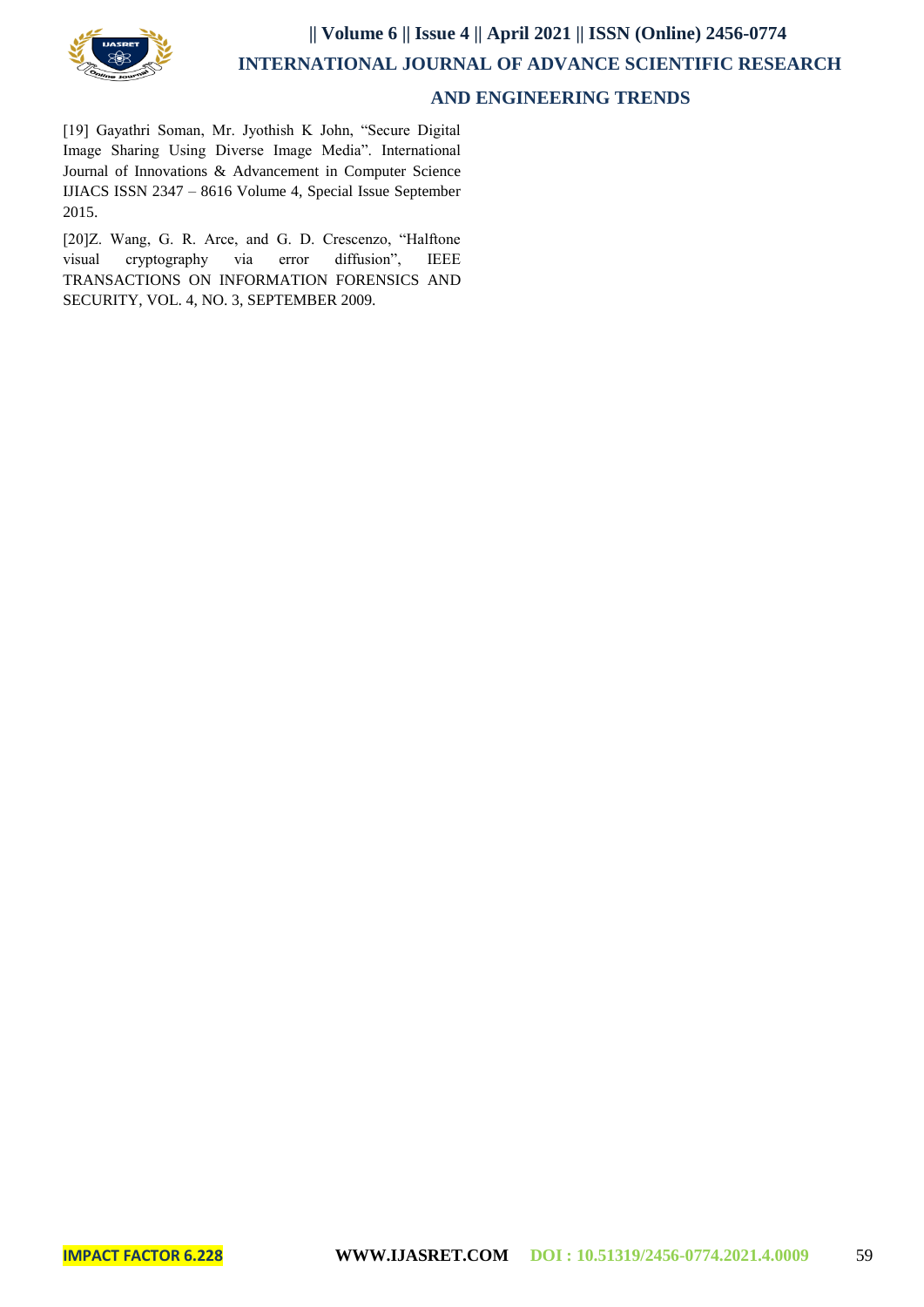[19] Gayathri Soman, Mr. Jyothish K John, "Secure Digital Image Sharing Using Diverse Image Media". International Journal of Innovations & Advancement in Computer Science IJIACS ISSN 2347 – 8616 Volume 4, Special Issue September 2015.

[20]Z. Wang, G. R. Arce, and G. D. Crescenzo, "Halftone visual cryptography via error diffusion", IEEE TRANSACTIONS ON INFORMATION FORENSICS AND SECURITY, VOL. 4, NO. 3, SEPTEMBER 2009.